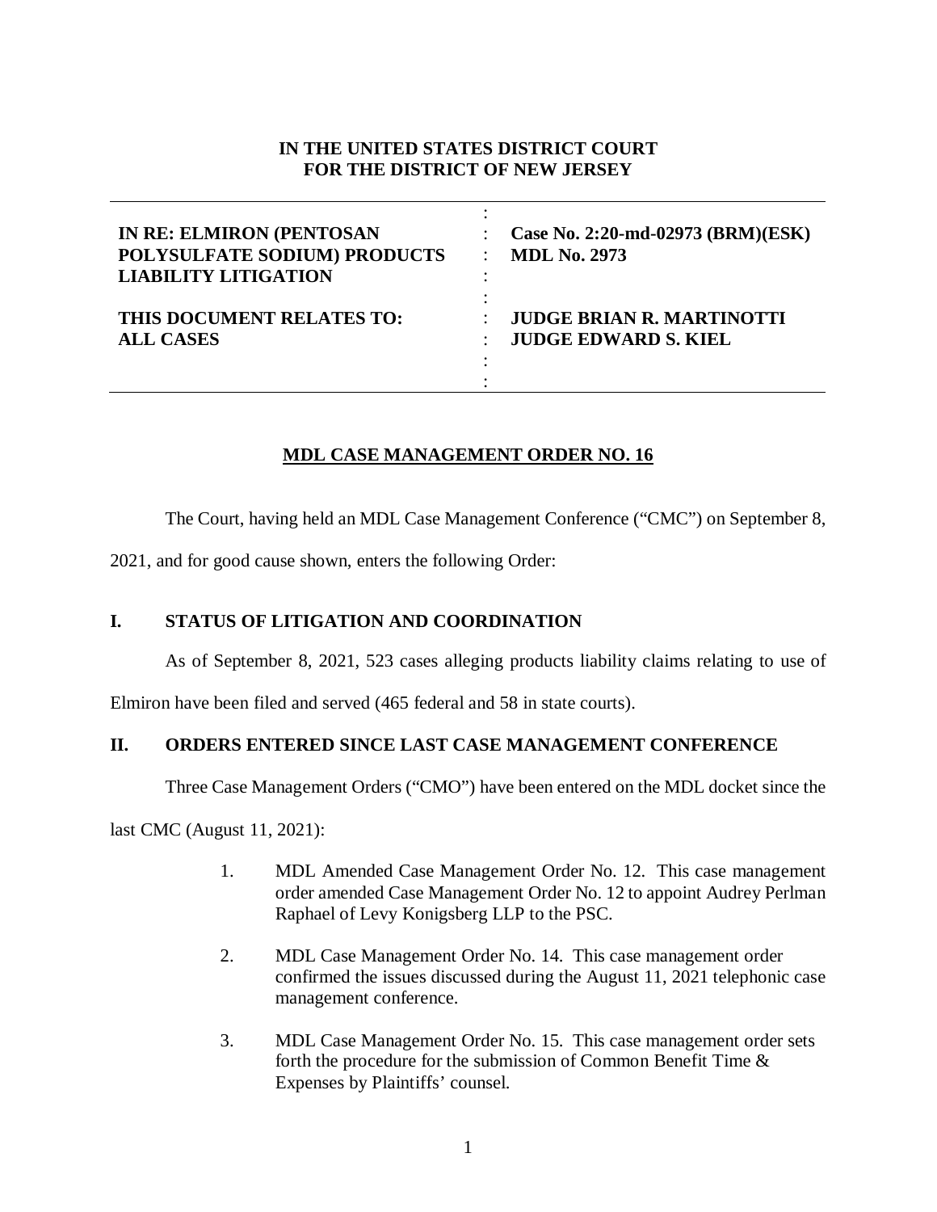**IN THE UNITED STATES DISTRICT COURT**
**FOR THE DISTRICT OF NEW JERSEY**

| | |
|---|---|
| **IN RE: ELMIRON (PENTOSAN POLYSULFATE SODIUM) PRODUCTS LIABILITY LITIGATION** | **Case No. 2:20-md-02973 (BRM)(ESK)** **MDL No. 2973** |
| **THIS DOCUMENT RELATES TO: ALL CASES** | **JUDGE BRIAN R. MARTINOTTI** **JUDGE EDWARD S. KIEL** |

**MDL CASE MANAGEMENT ORDER NO. 16**

The Court, having held an MDL Case Management Conference ("CMC") on September 8, 2021, and for good cause shown, enters the following Order:

## I. STATUS OF LITIGATION AND COORDINATION

As of September 8, 2021, 523 cases alleging products liability claims relating to use of Elmiron have been filed and served (465 federal and 58 in state courts).

## II. ORDERS ENTERED SINCE LAST CASE MANAGEMENT CONFERENCE

Three Case Management Orders ("CMO") have been entered on the MDL docket since the last CMC (August 11, 2021):

1. MDL Amended Case Management Order No. 12. This case management order amended Case Management Order No. 12 to appoint Audrey Perlman Raphael of Levy Konigsberg LLP to the PSC.

2. MDL Case Management Order No. 14. This case management order confirmed the issues discussed during the August 11, 2021 telephonic case management conference.

3. MDL Case Management Order No. 15. This case management order sets forth the procedure for the submission of Common Benefit Time & Expenses by Plaintiffs' counsel.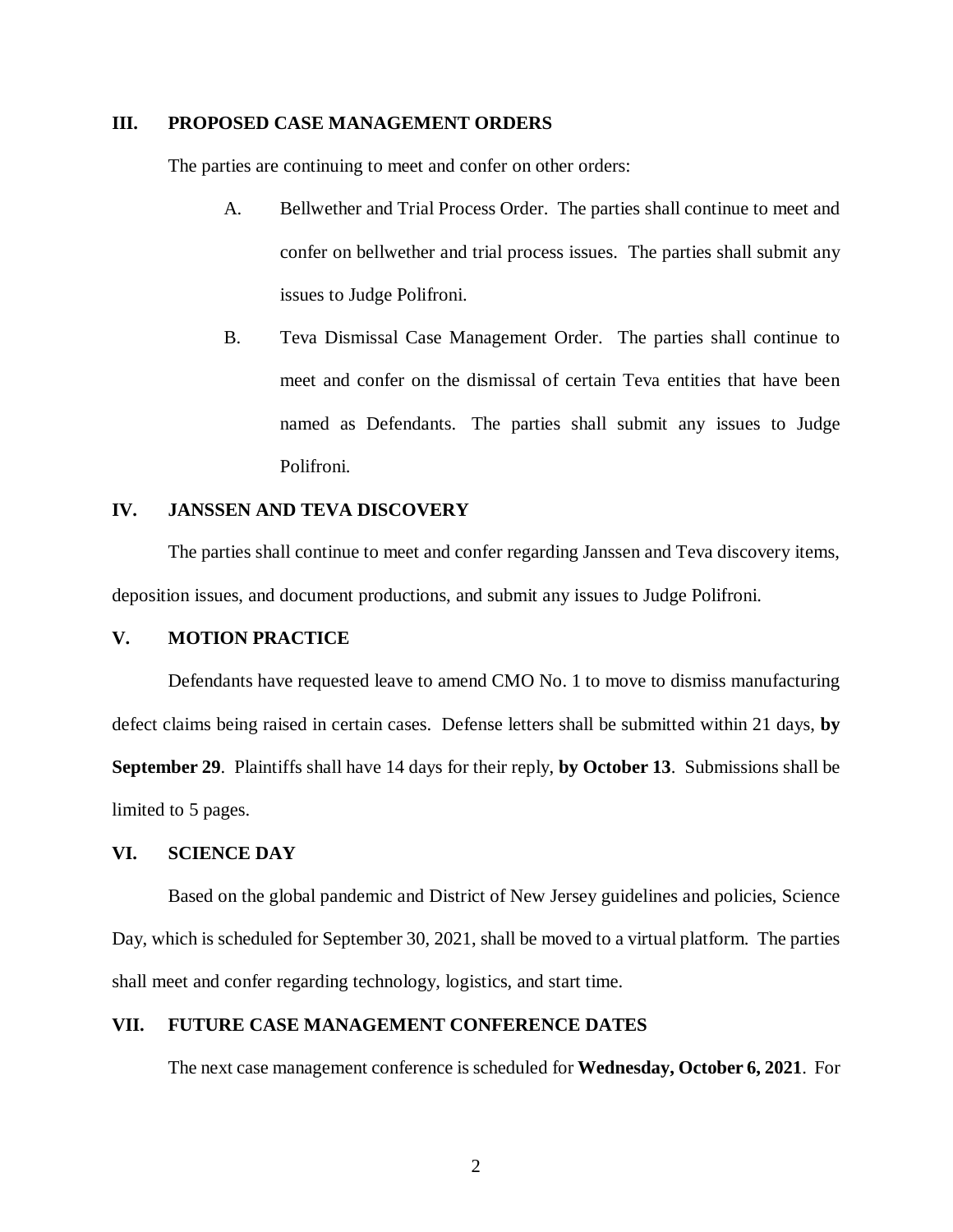## III. PROPOSED CASE MANAGEMENT ORDERS

The parties are continuing to meet and confer on other orders:

A. Bellwether and Trial Process Order. The parties shall continue to meet and confer on bellwether and trial process issues. The parties shall submit any issues to Judge Polifroni.

B. Teva Dismissal Case Management Order. The parties shall continue to meet and confer on the dismissal of certain Teva entities that have been named as Defendants. The parties shall submit any issues to Judge Polifroni.

## IV. JANSSEN AND TEVA DISCOVERY

The parties shall continue to meet and confer regarding Janssen and Teva discovery items, deposition issues, and document productions, and submit any issues to Judge Polifroni.

## V. MOTION PRACTICE

Defendants have requested leave to amend CMO No. 1 to move to dismiss manufacturing defect claims being raised in certain cases. Defense letters shall be submitted within 21 days, **by September 29**. Plaintiffs shall have 14 days for their reply, **by October 13**. Submissions shall be limited to 5 pages.

## VI. SCIENCE DAY

Based on the global pandemic and District of New Jersey guidelines and policies, Science Day, which is scheduled for September 30, 2021, shall be moved to a virtual platform. The parties shall meet and confer regarding technology, logistics, and start time.

## VII. FUTURE CASE MANAGEMENT CONFERENCE DATES

The next case management conference is scheduled for **Wednesday, October 6, 2021**. For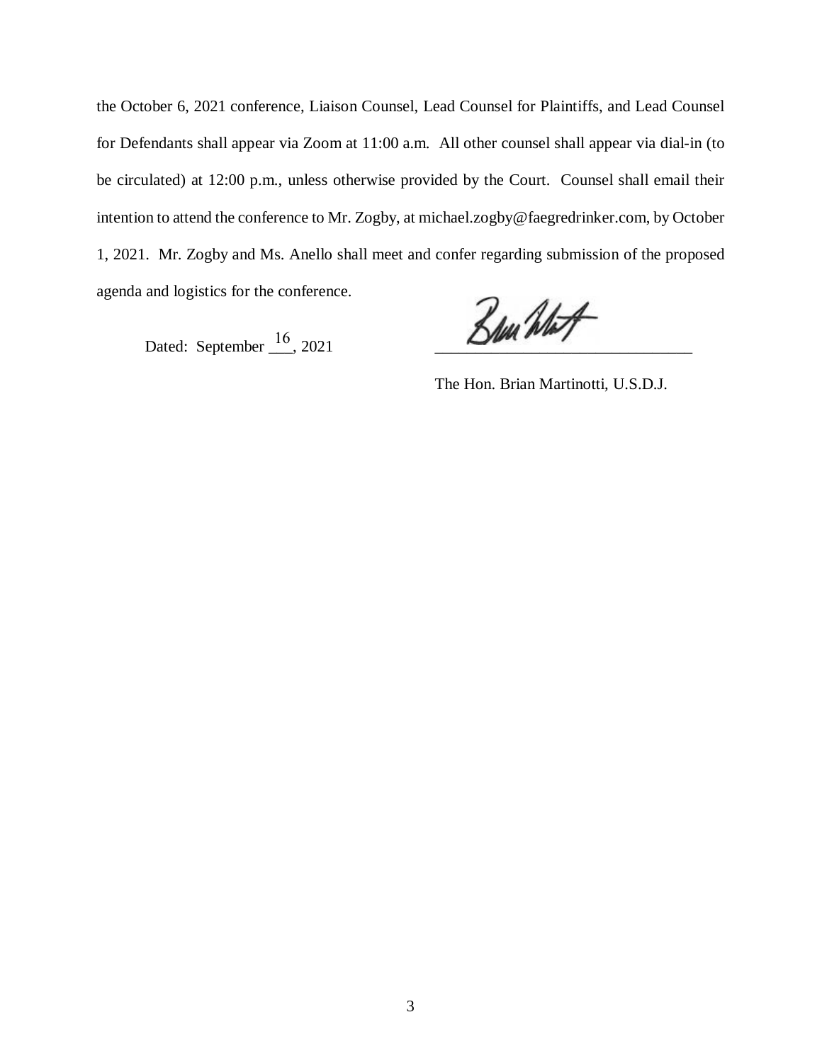the October 6, 2021 conference, Liaison Counsel, Lead Counsel for Plaintiffs, and Lead Counsel for Defendants shall appear via Zoom at 11:00 a.m. All other counsel shall appear via dial-in (to be circulated) at 12:00 p.m., unless otherwise provided by the Court. Counsel shall email their intention to attend the conference to Mr. Zogby, at michael.zogby@faegredrinker.com, by October 1, 2021. Mr. Zogby and Ms. Anello shall meet and confer regarding submission of the proposed agenda and logistics for the conference.

Dated: September 16, 2021

_______________________________

The Hon. Brian Martinotti, U.S.D.J.